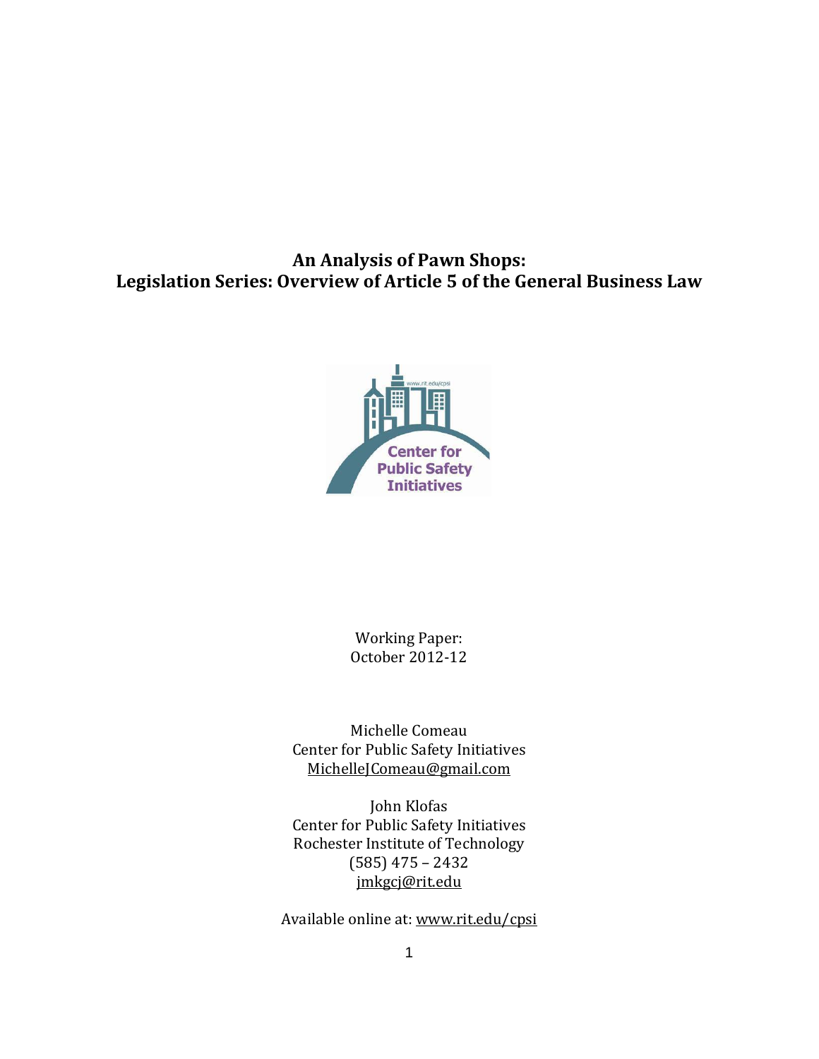# An Analysis of Pawn Shops: Legislation Series: Overview of Article 5 of the General Business Law

Working Paper:
October 2012-12

Michelle Comeau
Center for Public Safety Initiatives
MichelleJComeau@gmail.com

John Klofas
Center for Public Safety Initiatives
Rochester Institute of Technology
(585) 475 – 2432
jmkgcj@rit.edu

Available online at: www.rit.edu/cpsi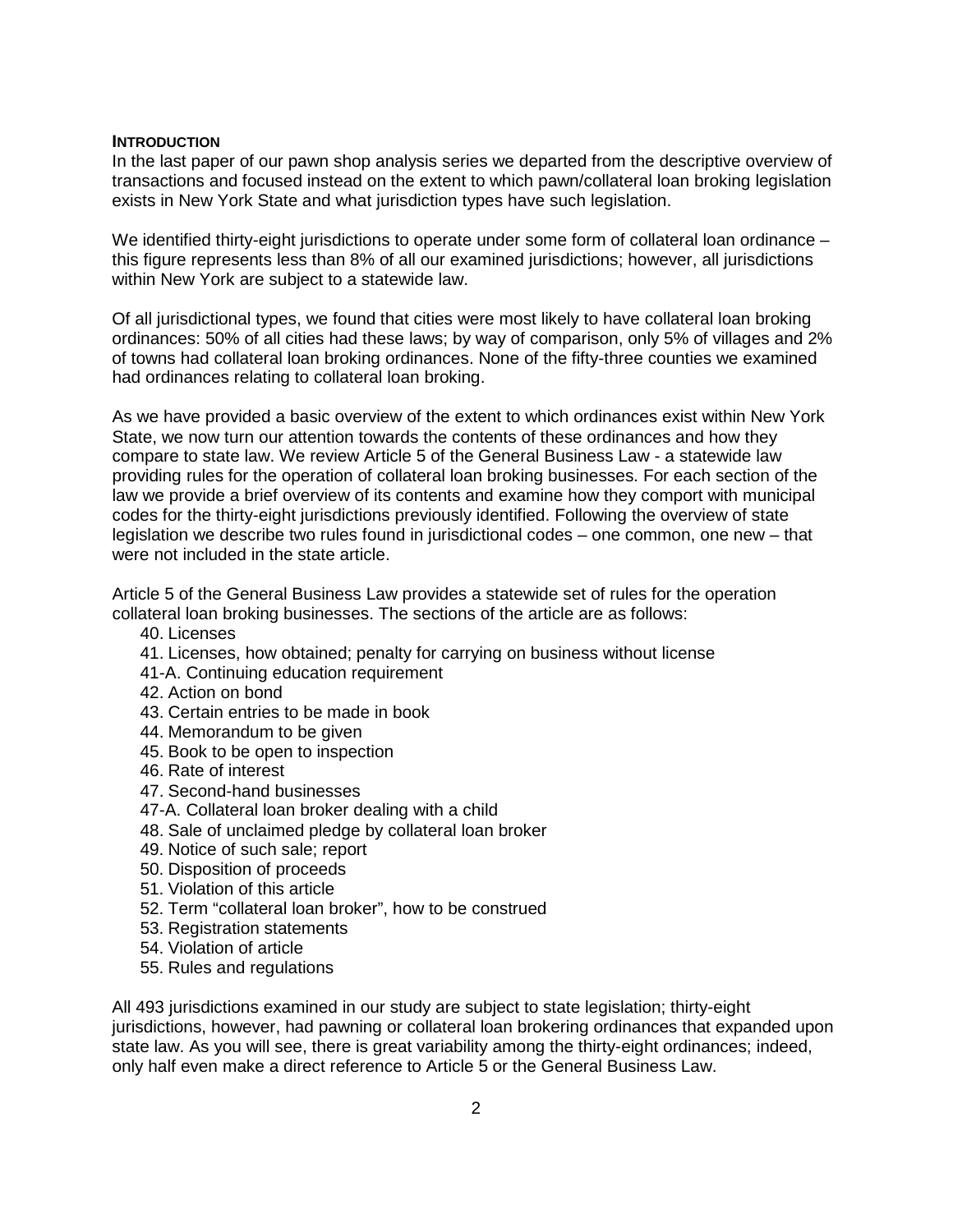## INTRODUCTION

In the last paper of our pawn shop analysis series we departed from the descriptive overview of transactions and focused instead on the extent to which pawn/collateral loan broking legislation exists in New York State and what jurisdiction types have such legislation.

We identified thirty-eight jurisdictions to operate under some form of collateral loan ordinance – this figure represents less than 8% of all our examined jurisdictions; however, all jurisdictions within New York are subject to a statewide law.

Of all jurisdictional types, we found that cities were most likely to have collateral loan broking ordinances: 50% of all cities had these laws; by way of comparison, only 5% of villages and 2% of towns had collateral loan broking ordinances. None of the fifty-three counties we examined had ordinances relating to collateral loan broking.

As we have provided a basic overview of the extent to which ordinances exist within New York State, we now turn our attention towards the contents of these ordinances and how they compare to state law. We review Article 5 of the General Business Law - a statewide law providing rules for the operation of collateral loan broking businesses. For each section of the law we provide a brief overview of its contents and examine how they comport with municipal codes for the thirty-eight jurisdictions previously identified. Following the overview of state legislation we describe two rules found in jurisdictional codes – one common, one new – that were not included in the state article.

Article 5 of the General Business Law provides a statewide set of rules for the operation collateral loan broking businesses. The sections of the article are as follows:

- 40. Licenses
- 41. Licenses, how obtained; penalty for carrying on business without license
- 41-A. Continuing education requirement
- 42. Action on bond
- 43. Certain entries to be made in book
- 44. Memorandum to be given
- 45. Book to be open to inspection
- 46. Rate of interest
- 47. Second-hand businesses
- 47-A. Collateral loan broker dealing with a child
- 48. Sale of unclaimed pledge by collateral loan broker
- 49. Notice of such sale; report
- 50. Disposition of proceeds
- 51. Violation of this article
- 52. Term "collateral loan broker", how to be construed
- 53. Registration statements
- 54. Violation of article
- 55. Rules and regulations

All 493 jurisdictions examined in our study are subject to state legislation; thirty-eight jurisdictions, however, had pawning or collateral loan brokering ordinances that expanded upon state law. As you will see, there is great variability among the thirty-eight ordinances; indeed, only half even make a direct reference to Article 5 or the General Business Law.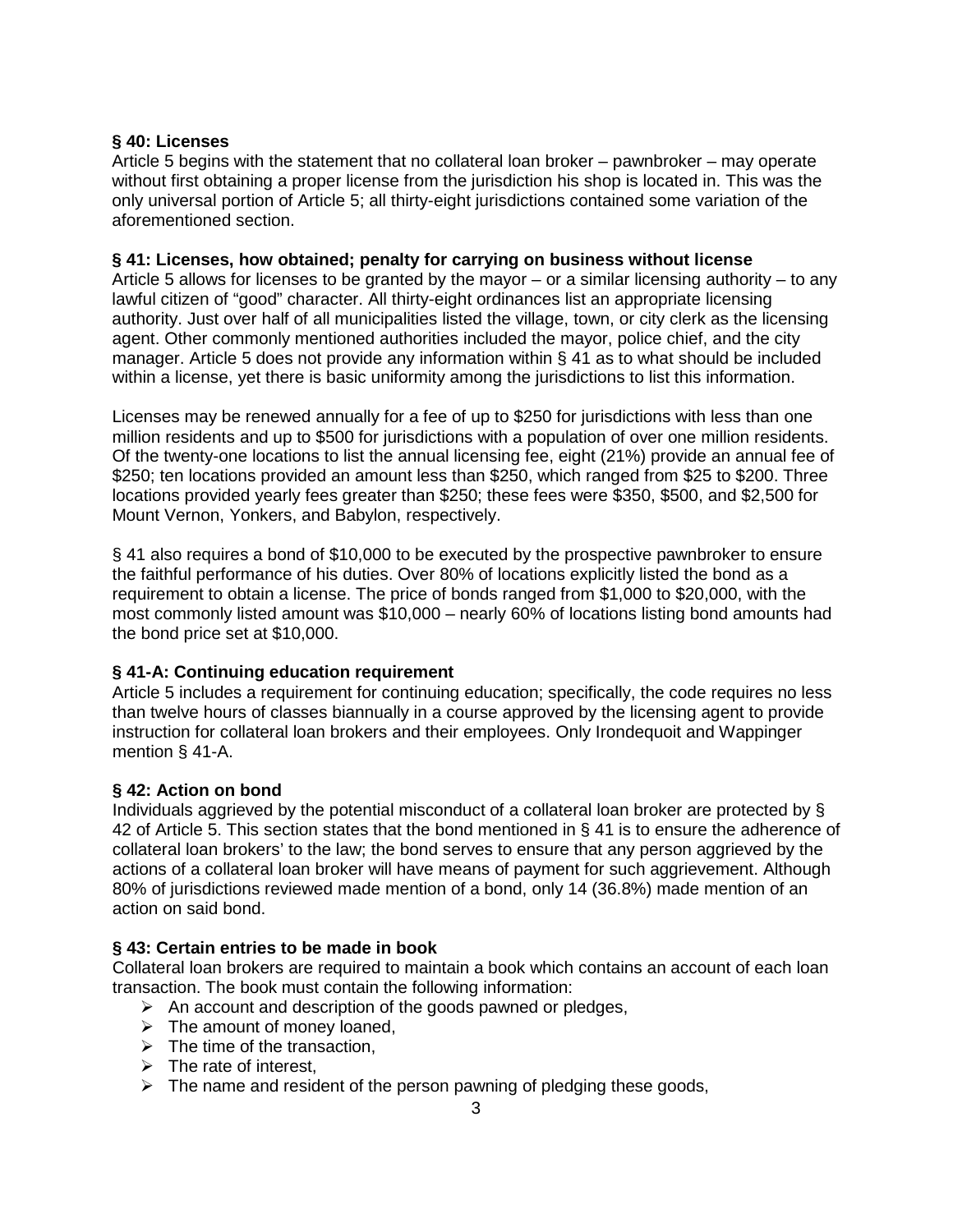**§ 40: Licenses**
Article 5 begins with the statement that no collateral loan broker – pawnbroker – may operate without first obtaining a proper license from the jurisdiction his shop is located in. This was the only universal portion of Article 5; all thirty-eight jurisdictions contained some variation of the aforementioned section.

**§ 41: Licenses, how obtained; penalty for carrying on business without license**
Article 5 allows for licenses to be granted by the mayor – or a similar licensing authority – to any lawful citizen of "good" character. All thirty-eight ordinances list an appropriate licensing authority. Just over half of all municipalities listed the village, town, or city clerk as the licensing agent. Other commonly mentioned authorities included the mayor, police chief, and the city manager. Article 5 does not provide any information within § 41 as to what should be included within a license, yet there is basic uniformity among the jurisdictions to list this information.

Licenses may be renewed annually for a fee of up to $250 for jurisdictions with less than one million residents and up to $500 for jurisdictions with a population of over one million residents. Of the twenty-one locations to list the annual licensing fee, eight (21%) provide an annual fee of $250; ten locations provided an amount less than $250, which ranged from $25 to $200. Three locations provided yearly fees greater than $250; these fees were $350, $500, and $2,500 for Mount Vernon, Yonkers, and Babylon, respectively.

§ 41 also requires a bond of $10,000 to be executed by the prospective pawnbroker to ensure the faithful performance of his duties. Over 80% of locations explicitly listed the bond as a requirement to obtain a license. The price of bonds ranged from $1,000 to $20,000, with the most commonly listed amount was $10,000 – nearly 60% of locations listing bond amounts had the bond price set at $10,000.

**§ 41-A: Continuing education requirement**
Article 5 includes a requirement for continuing education; specifically, the code requires no less than twelve hours of classes biannually in a course approved by the licensing agent to provide instruction for collateral loan brokers and their employees. Only Irondequoit and Wappinger mention § 41-A.

**§ 42: Action on bond**
Individuals aggrieved by the potential misconduct of a collateral loan broker are protected by § 42 of Article 5. This section states that the bond mentioned in § 41 is to ensure the adherence of collateral loan brokers' to the law; the bond serves to ensure that any person aggrieved by the actions of a collateral loan broker will have means of payment for such aggrievement. Although 80% of jurisdictions reviewed made mention of a bond, only 14 (36.8%) made mention of an action on said bond.

**§ 43: Certain entries to be made in book**
Collateral loan brokers are required to maintain a book which contains an account of each loan transaction. The book must contain the following information:

- An account and description of the goods pawned or pledges,
- The amount of money loaned,
- The time of the transaction,
- The rate of interest,
- The name and resident of the person pawning of pledging these goods,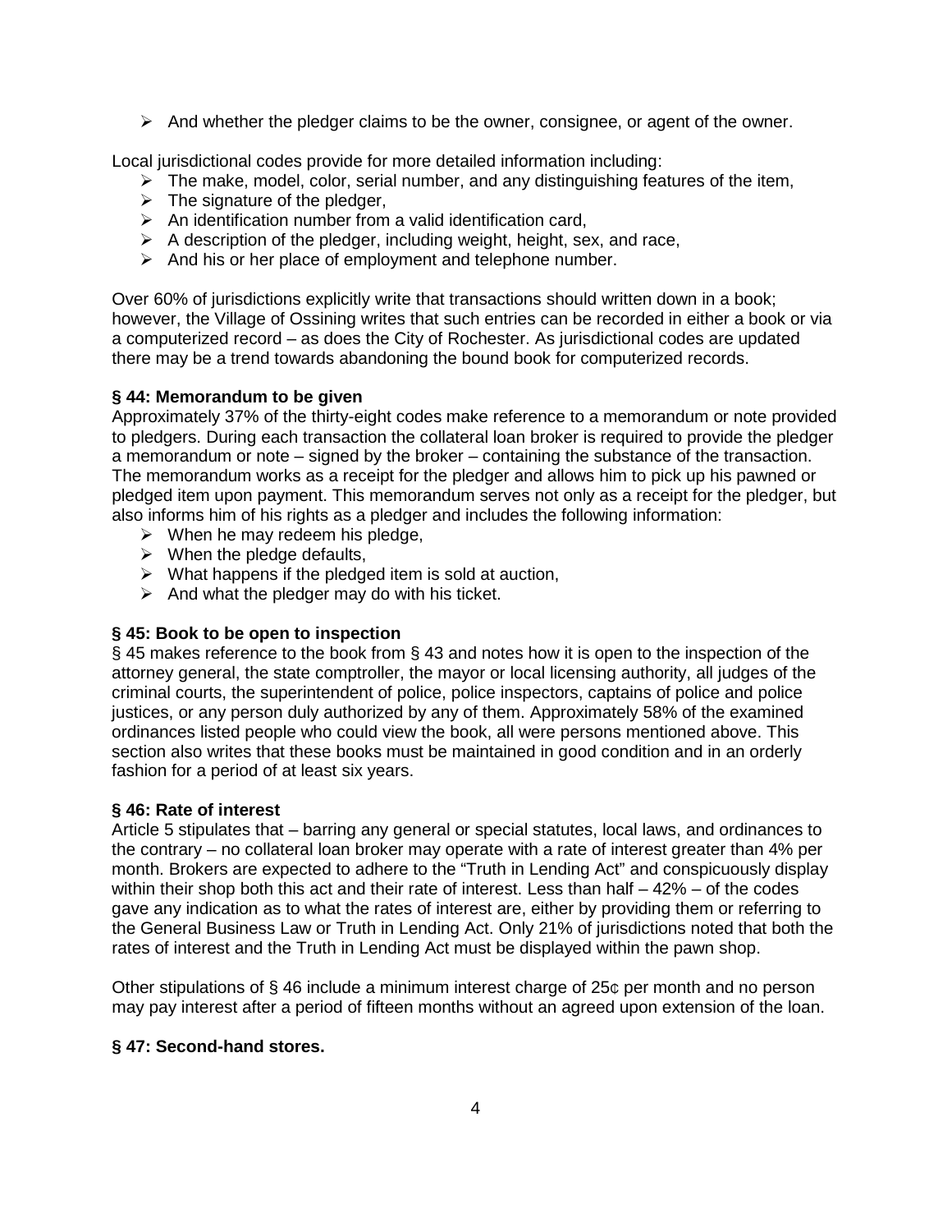- And whether the pledger claims to be the owner, consignee, or agent of the owner.

Local jurisdictional codes provide for more detailed information including:

- The make, model, color, serial number, and any distinguishing features of the item,
- The signature of the pledger,
- An identification number from a valid identification card,
- A description of the pledger, including weight, height, sex, and race,
- And his or her place of employment and telephone number.

Over 60% of jurisdictions explicitly write that transactions should written down in a book; however, the Village of Ossining writes that such entries can be recorded in either a book or via a computerized record – as does the City of Rochester. As jurisdictional codes are updated there may be a trend towards abandoning the bound book for computerized records.

**§ 44: Memorandum to be given**

Approximately 37% of the thirty-eight codes make reference to a memorandum or note provided to pledgers. During each transaction the collateral loan broker is required to provide the pledger a memorandum or note – signed by the broker – containing the substance of the transaction. The memorandum works as a receipt for the pledger and allows him to pick up his pawned or pledged item upon payment. This memorandum serves not only as a receipt for the pledger, but also informs him of his rights as a pledger and includes the following information:

- When he may redeem his pledge,
- When the pledge defaults,
- What happens if the pledged item is sold at auction,
- And what the pledger may do with his ticket.

**§ 45: Book to be open to inspection**

§ 45 makes reference to the book from § 43 and notes how it is open to the inspection of the attorney general, the state comptroller, the mayor or local licensing authority, all judges of the criminal courts, the superintendent of police, police inspectors, captains of police and police justices, or any person duly authorized by any of them. Approximately 58% of the examined ordinances listed people who could view the book, all were persons mentioned above. This section also writes that these books must be maintained in good condition and in an orderly fashion for a period of at least six years.

**§ 46: Rate of interest**

Article 5 stipulates that – barring any general or special statutes, local laws, and ordinances to the contrary – no collateral loan broker may operate with a rate of interest greater than 4% per month. Brokers are expected to adhere to the "Truth in Lending Act" and conspicuously display within their shop both this act and their rate of interest. Less than half – 42% – of the codes gave any indication as to what the rates of interest are, either by providing them or referring to the General Business Law or Truth in Lending Act. Only 21% of jurisdictions noted that both the rates of interest and the Truth in Lending Act must be displayed within the pawn shop.

Other stipulations of § 46 include a minimum interest charge of 25¢ per month and no person may pay interest after a period of fifteen months without an agreed upon extension of the loan.

**§ 47: Second-hand stores.**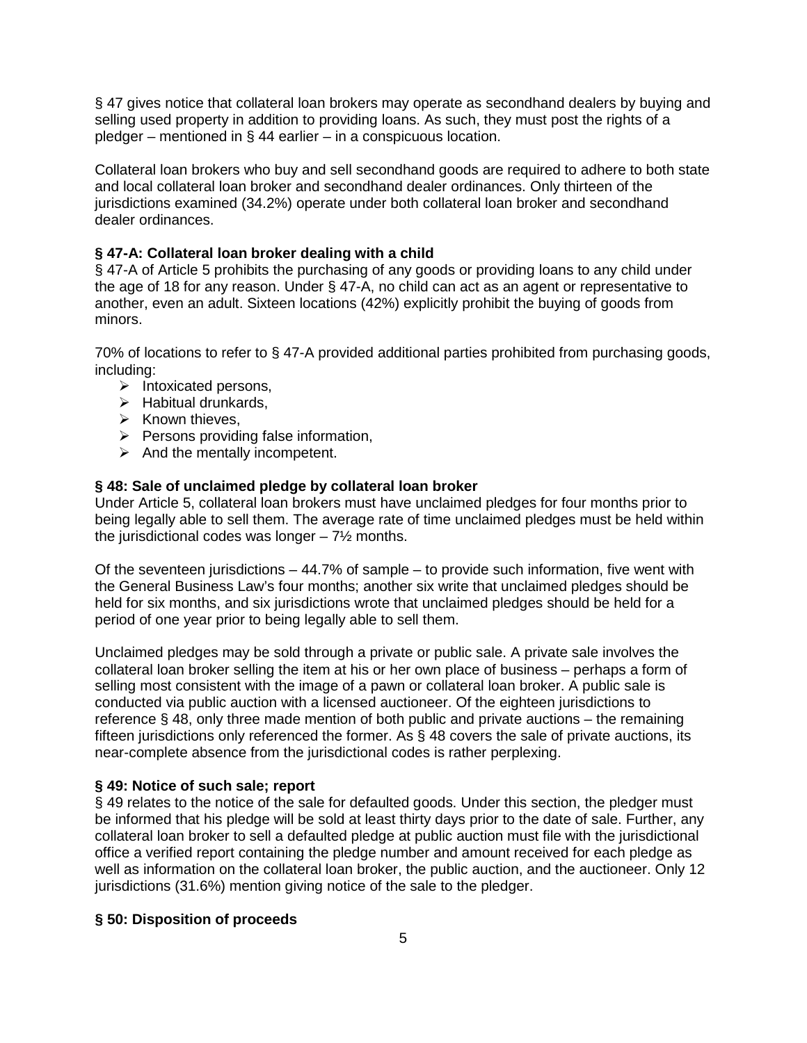§ 47 gives notice that collateral loan brokers may operate as secondhand dealers by buying and selling used property in addition to providing loans. As such, they must post the rights of a pledger – mentioned in § 44 earlier – in a conspicuous location.

Collateral loan brokers who buy and sell secondhand goods are required to adhere to both state and local collateral loan broker and secondhand dealer ordinances. Only thirteen of the jurisdictions examined (34.2%) operate under both collateral loan broker and secondhand dealer ordinances.

**§ 47-A: Collateral loan broker dealing with a child**

§ 47-A of Article 5 prohibits the purchasing of any goods or providing loans to any child under the age of 18 for any reason. Under § 47-A, no child can act as an agent or representative to another, even an adult. Sixteen locations (42%) explicitly prohibit the buying of goods from minors.

70% of locations to refer to § 47-A provided additional parties prohibited from purchasing goods, including:

- Intoxicated persons,
- Habitual drunkards,
- Known thieves,
- Persons providing false information,
- And the mentally incompetent.

**§ 48: Sale of unclaimed pledge by collateral loan broker**

Under Article 5, collateral loan brokers must have unclaimed pledges for four months prior to being legally able to sell them. The average rate of time unclaimed pledges must be held within the jurisdictional codes was longer – 7½ months.

Of the seventeen jurisdictions – 44.7% of sample – to provide such information, five went with the General Business Law's four months; another six write that unclaimed pledges should be held for six months, and six jurisdictions wrote that unclaimed pledges should be held for a period of one year prior to being legally able to sell them.

Unclaimed pledges may be sold through a private or public sale. A private sale involves the collateral loan broker selling the item at his or her own place of business – perhaps a form of selling most consistent with the image of a pawn or collateral loan broker. A public sale is conducted via public auction with a licensed auctioneer. Of the eighteen jurisdictions to reference § 48, only three made mention of both public and private auctions – the remaining fifteen jurisdictions only referenced the former. As § 48 covers the sale of private auctions, its near-complete absence from the jurisdictional codes is rather perplexing.

**§ 49: Notice of such sale; report**

§ 49 relates to the notice of the sale for defaulted goods. Under this section, the pledger must be informed that his pledge will be sold at least thirty days prior to the date of sale. Further, any collateral loan broker to sell a defaulted pledge at public auction must file with the jurisdictional office a verified report containing the pledge number and amount received for each pledge as well as information on the collateral loan broker, the public auction, and the auctioneer. Only 12 jurisdictions (31.6%) mention giving notice of the sale to the pledger.

**§ 50: Disposition of proceeds**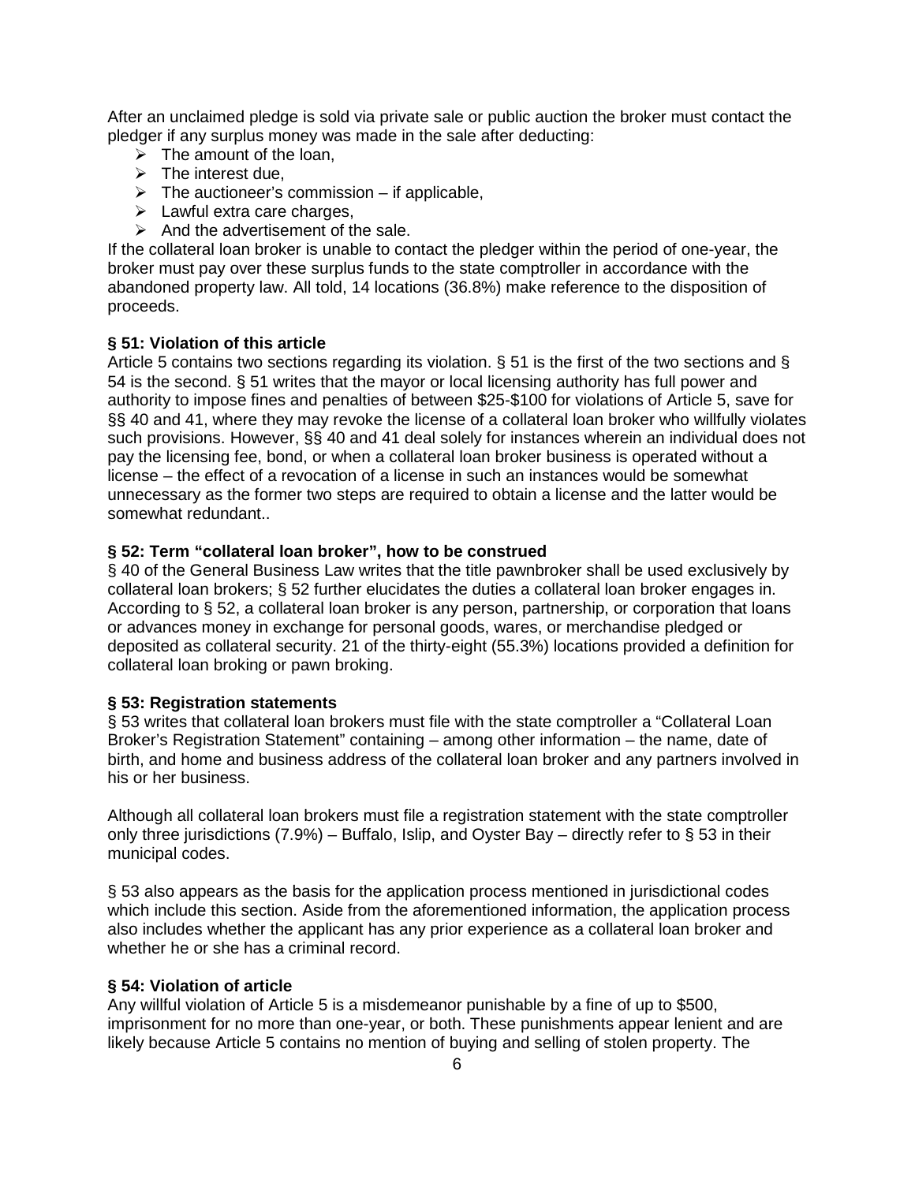After an unclaimed pledge is sold via private sale or public auction the broker must contact the pledger if any surplus money was made in the sale after deducting:

- The amount of the loan,
- The interest due,
- The auctioneer's commission – if applicable,
- Lawful extra care charges,
- And the advertisement of the sale.

If the collateral loan broker is unable to contact the pledger within the period of one-year, the broker must pay over these surplus funds to the state comptroller in accordance with the abandoned property law. All told, 14 locations (36.8%) make reference to the disposition of proceeds.

**§ 51: Violation of this article**

Article 5 contains two sections regarding its violation. § 51 is the first of the two sections and § 54 is the second. § 51 writes that the mayor or local licensing authority has full power and authority to impose fines and penalties of between $25-$100 for violations of Article 5, save for §§ 40 and 41, where they may revoke the license of a collateral loan broker who willfully violates such provisions. However, §§ 40 and 41 deal solely for instances wherein an individual does not pay the licensing fee, bond, or when a collateral loan broker business is operated without a license – the effect of a revocation of a license in such an instances would be somewhat unnecessary as the former two steps are required to obtain a license and the latter would be somewhat redundant..

**§ 52: Term "collateral loan broker", how to be construed**

§ 40 of the General Business Law writes that the title pawnbroker shall be used exclusively by collateral loan brokers; § 52 further elucidates the duties a collateral loan broker engages in. According to § 52, a collateral loan broker is any person, partnership, or corporation that loans or advances money in exchange for personal goods, wares, or merchandise pledged or deposited as collateral security. 21 of the thirty-eight (55.3%) locations provided a definition for collateral loan broking or pawn broking.

**§ 53: Registration statements**

§ 53 writes that collateral loan brokers must file with the state comptroller a "Collateral Loan Broker's Registration Statement" containing – among other information – the name, date of birth, and home and business address of the collateral loan broker and any partners involved in his or her business.

Although all collateral loan brokers must file a registration statement with the state comptroller only three jurisdictions (7.9%) – Buffalo, Islip, and Oyster Bay – directly refer to § 53 in their municipal codes.

§ 53 also appears as the basis for the application process mentioned in jurisdictional codes which include this section. Aside from the aforementioned information, the application process also includes whether the applicant has any prior experience as a collateral loan broker and whether he or she has a criminal record.

**§ 54: Violation of article**

Any willful violation of Article 5 is a misdemeanor punishable by a fine of up to $500, imprisonment for no more than one-year, or both. These punishments appear lenient and are likely because Article 5 contains no mention of buying and selling of stolen property. The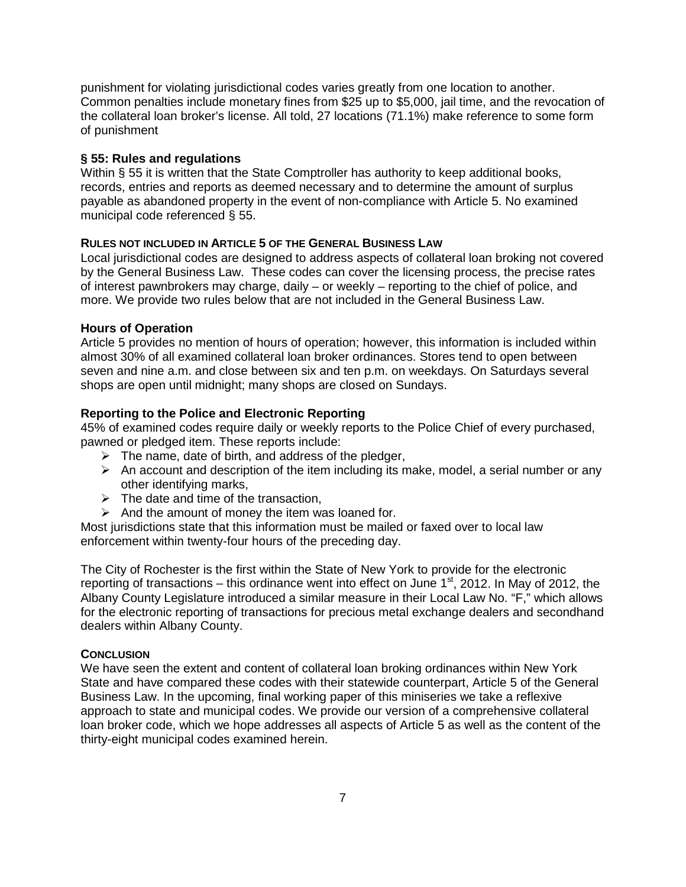punishment for violating jurisdictional codes varies greatly from one location to another. Common penalties include monetary fines from $25 up to $5,000, jail time, and the revocation of the collateral loan broker's license. All told, 27 locations (71.1%) make reference to some form of punishment

### § 55: Rules and regulations

Within § 55 it is written that the State Comptroller has authority to keep additional books, records, entries and reports as deemed necessary and to determine the amount of surplus payable as abandoned property in the event of non-compliance with Article 5. No examined municipal code referenced § 55.

## RULES NOT INCLUDED IN ARTICLE 5 OF THE GENERAL BUSINESS LAW

Local jurisdictional codes are designed to address aspects of collateral loan broking not covered by the General Business Law. These codes can cover the licensing process, the precise rates of interest pawnbrokers may charge, daily – or weekly – reporting to the chief of police, and more. We provide two rules below that are not included in the General Business Law.

### Hours of Operation

Article 5 provides no mention of hours of operation; however, this information is included within almost 30% of all examined collateral loan broker ordinances. Stores tend to open between seven and nine a.m. and close between six and ten p.m. on weekdays. On Saturdays several shops are open until midnight; many shops are closed on Sundays.

### Reporting to the Police and Electronic Reporting

45% of examined codes require daily or weekly reports to the Police Chief of every purchased, pawned or pledged item. These reports include:

- The name, date of birth, and address of the pledger,
- An account and description of the item including its make, model, a serial number or any other identifying marks,
- The date and time of the transaction,
- And the amount of money the item was loaned for.

Most jurisdictions state that this information must be mailed or faxed over to local law enforcement within twenty-four hours of the preceding day.

The City of Rochester is the first within the State of New York to provide for the electronic reporting of transactions – this ordinance went into effect on June 1st, 2012. In May of 2012, the Albany County Legislature introduced a similar measure in their Local Law No. "F," which allows for the electronic reporting of transactions for precious metal exchange dealers and secondhand dealers within Albany County.

## CONCLUSION

We have seen the extent and content of collateral loan broking ordinances within New York State and have compared these codes with their statewide counterpart, Article 5 of the General Business Law. In the upcoming, final working paper of this miniseries we take a reflexive approach to state and municipal codes. We provide our version of a comprehensive collateral loan broker code, which we hope addresses all aspects of Article 5 as well as the content of the thirty-eight municipal codes examined herein.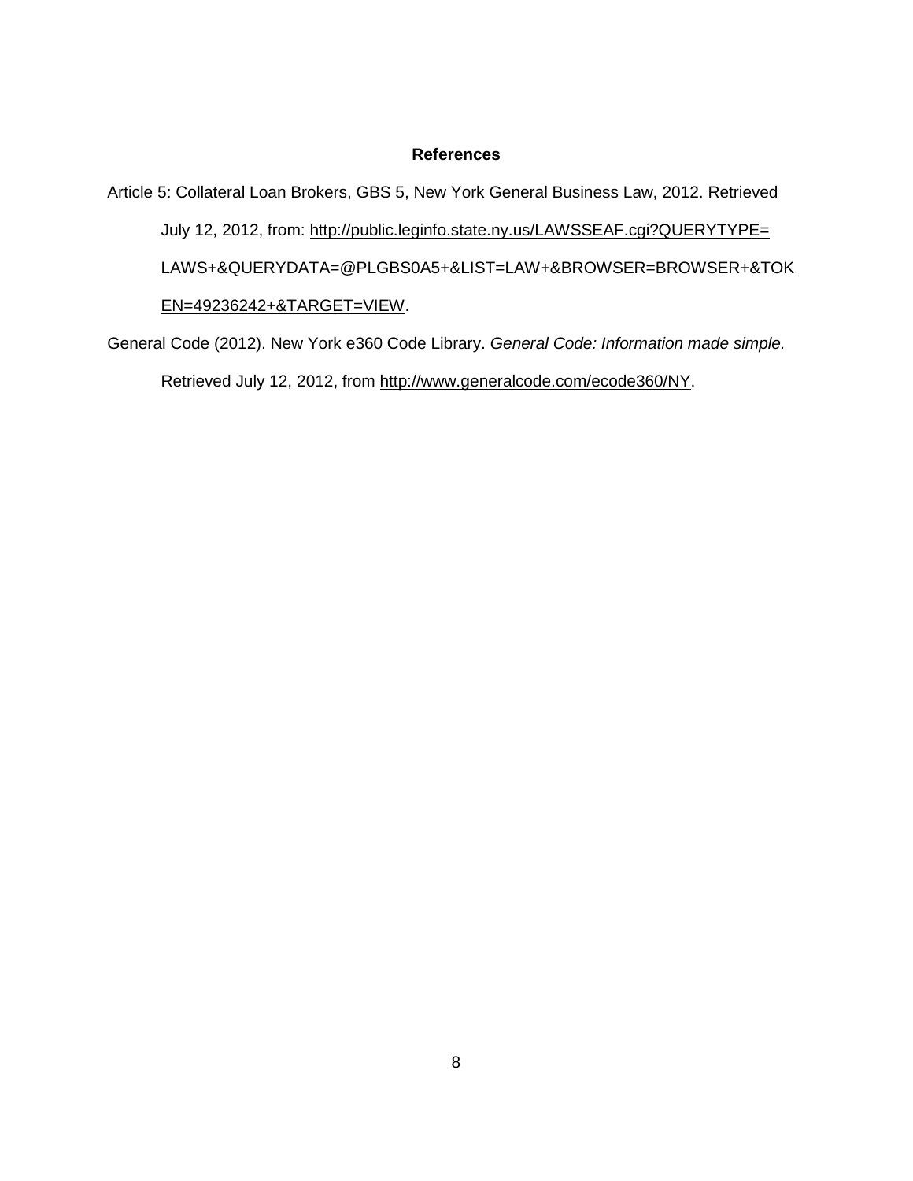## References

Article 5: Collateral Loan Brokers, GBS 5, New York General Business Law, 2012. Retrieved July 12, 2012, from: http://public.leginfo.state.ny.us/LAWSSEAF.cgi?QUERYTYPE=LAWS+&QUERYDATA=@PLGBS0A5+&LIST=LAW+&BROWSER=BROWSER+&TOKEN=49236242+&TARGET=VIEW.

General Code (2012). New York e360 Code Library. *General Code: Information made simple.* Retrieved July 12, 2012, from http://www.generalcode.com/ecode360/NY.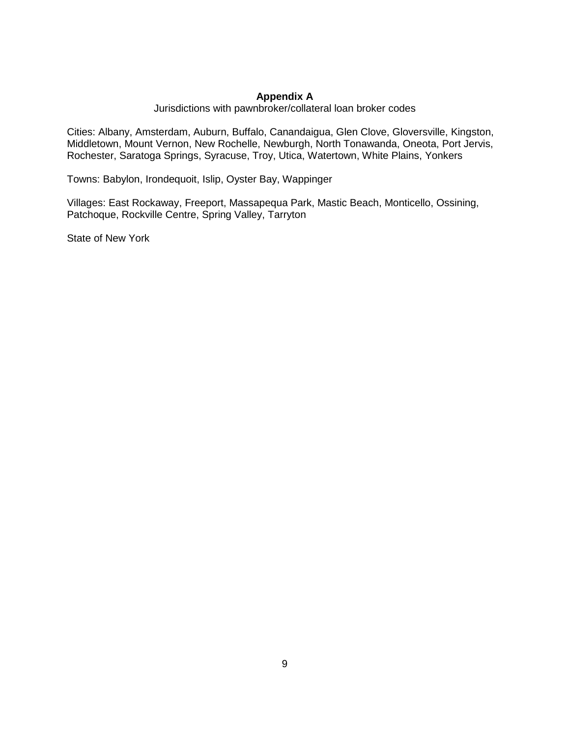## Appendix A

Jurisdictions with pawnbroker/collateral loan broker codes

Cities: Albany, Amsterdam, Auburn, Buffalo, Canandaigua, Glen Clove, Gloversville, Kingston, Middletown, Mount Vernon, New Rochelle, Newburgh, North Tonawanda, Oneota, Port Jervis, Rochester, Saratoga Springs, Syracuse, Troy, Utica, Watertown, White Plains, Yonkers

Towns: Babylon, Irondequoit, Islip, Oyster Bay, Wappinger

Villages: East Rockaway, Freeport, Massapequa Park, Mastic Beach, Monticello, Ossining, Patchoque, Rockville Centre, Spring Valley, Tarryton

State of New York